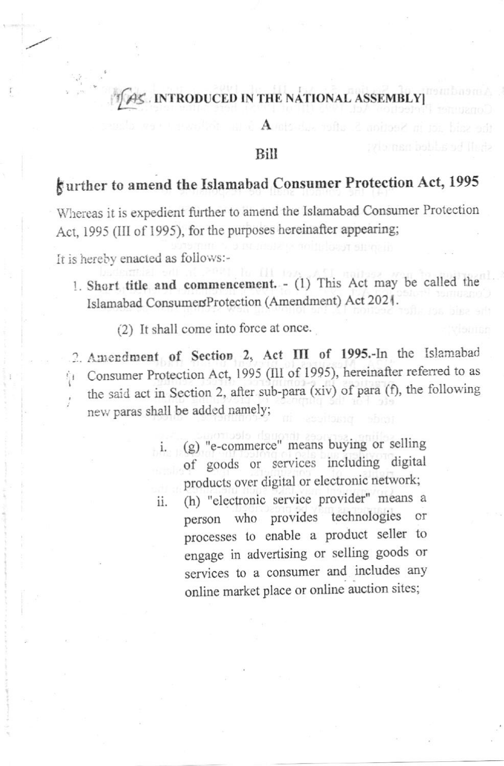[AS INTRODUCED IN THE NATIONAL ASSEMBLY]

# A

# Bill

## further to amend the Islamabad Consumer Protection Act, 1995

Whereas it is expedient further to amend the Islamabad Consumer Protection Act, 1995 (III of 1995), for the purposes hereinafter appearing;

It is hereby enacted as follows:-

1. **Short title and commencement.** - (1) This Act may be called the Islamabad Consumers Protection (Amendment) Act 2021.

   (2) It shall come into force at once.

2. **Amendment of Section 2, Act III of 1995.**-In the Islamabad Consumer Protection Act, 1995 (III of 1995), hereinafter referred to as the said act in Section 2, after sub-para (xiv) of para (f), the following new paras shall be added namely;

   i. (g) "e-commerce" means buying or selling of goods or services including digital products over digital or electronic network;

   ii. (h) "electronic service provider" means a person who provides technologies or processes to enable a product seller to engage in advertising or selling goods or services to a consumer and includes any online market place or online auction sites;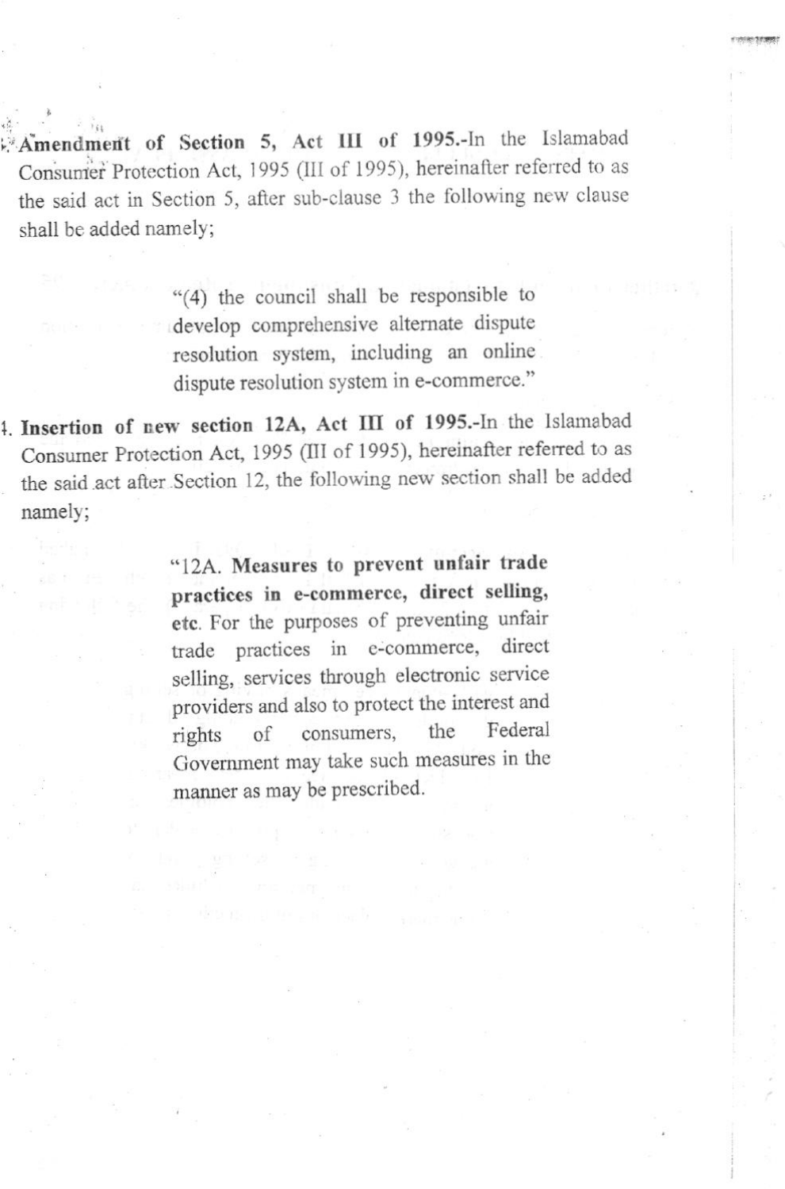**Amendment of Section 5, Act III of 1995.**-In the Islamabad Consumer Protection Act, 1995 (III of 1995), hereinafter referred to as the said act in Section 5, after sub-clause 3 the following new clause shall be added namely;

> "(4) the council shall be responsible to develop comprehensive alternate dispute resolution system, including an online dispute resolution system in e-commerce."

4. **Insertion of new section 12A, Act III of 1995.**-In the Islamabad Consumer Protection Act, 1995 (III of 1995), hereinafter referred to as the said act after Section 12, the following new section shall be added namely;

> "12A. **Measures to prevent unfair trade practices in e-commerce, direct selling, etc.** For the purposes of preventing unfair trade practices in e-commerce, direct selling, services through electronic service providers and also to protect the interest and rights of consumers, the Federal Government may take such measures in the manner as may be prescribed.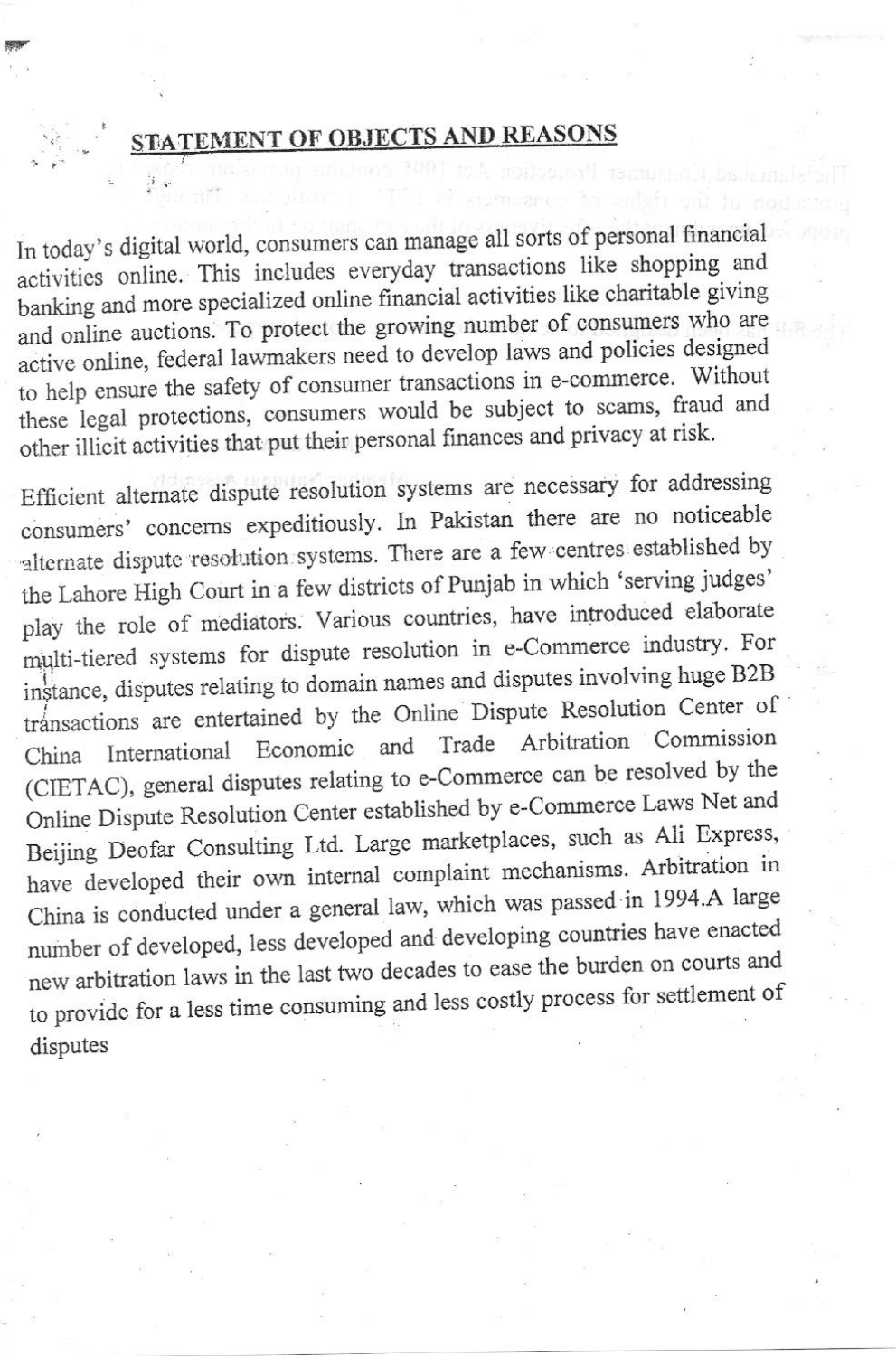## STATEMENT OF OBJECTS AND REASONS

In today's digital world, consumers can manage all sorts of personal financial activities online. This includes everyday transactions like shopping and banking and more specialized online financial activities like charitable giving and online auctions. To protect the growing number of consumers who are active online, federal lawmakers need to develop laws and policies designed to help ensure the safety of consumer transactions in e-commerce. Without these legal protections, consumers would be subject to scams, fraud and other illicit activities that put their personal finances and privacy at risk.

Efficient alternate dispute resolution systems are necessary for addressing consumers' concerns expeditiously. In Pakistan there are no noticeable alternate dispute resolution systems. There are a few centres established by the Lahore High Court in a few districts of Punjab in which 'serving judges' play the role of mediators. Various countries, have introduced elaborate multi-tiered systems for dispute resolution in e-Commerce industry. For instance, disputes relating to domain names and disputes involving huge B2B transactions are entertained by the Online Dispute Resolution Center of China International Economic and Trade Arbitration Commission (CIETAC), general disputes relating to e-Commerce can be resolved by the Online Dispute Resolution Center established by e-Commerce Laws Net and Beijing Deofar Consulting Ltd. Large marketplaces, such as Ali Express, have developed their own internal complaint mechanisms. Arbitration in China is conducted under a general law, which was passed in 1994.A large number of developed, less developed and developing countries have enacted new arbitration laws in the last two decades to ease the burden on courts and to provide for a less time consuming and less costly process for settlement of disputes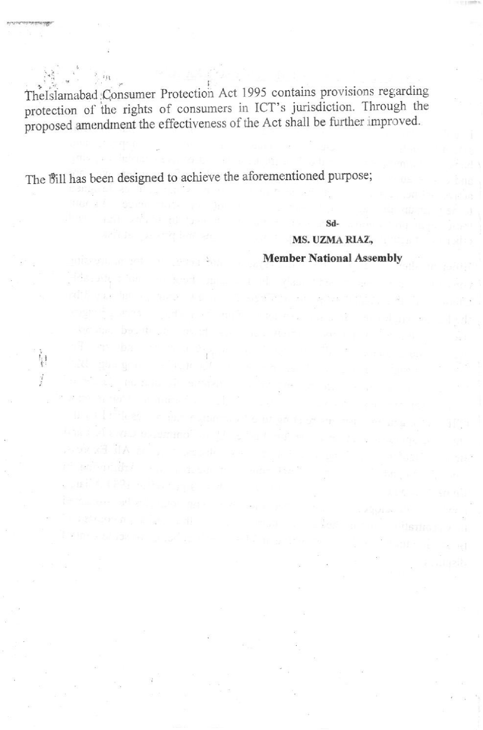TheIslamabad Consumer Protection Act 1995 contains provisions regarding protection of the rights of consumers in ICT's jurisdiction. Through the proposed amendment the effectiveness of the Act shall be further improved.

The Bill has been designed to achieve the aforementioned purpose;

Sd-

**MS. UZMA RIAZ,**

**Member National Assembly**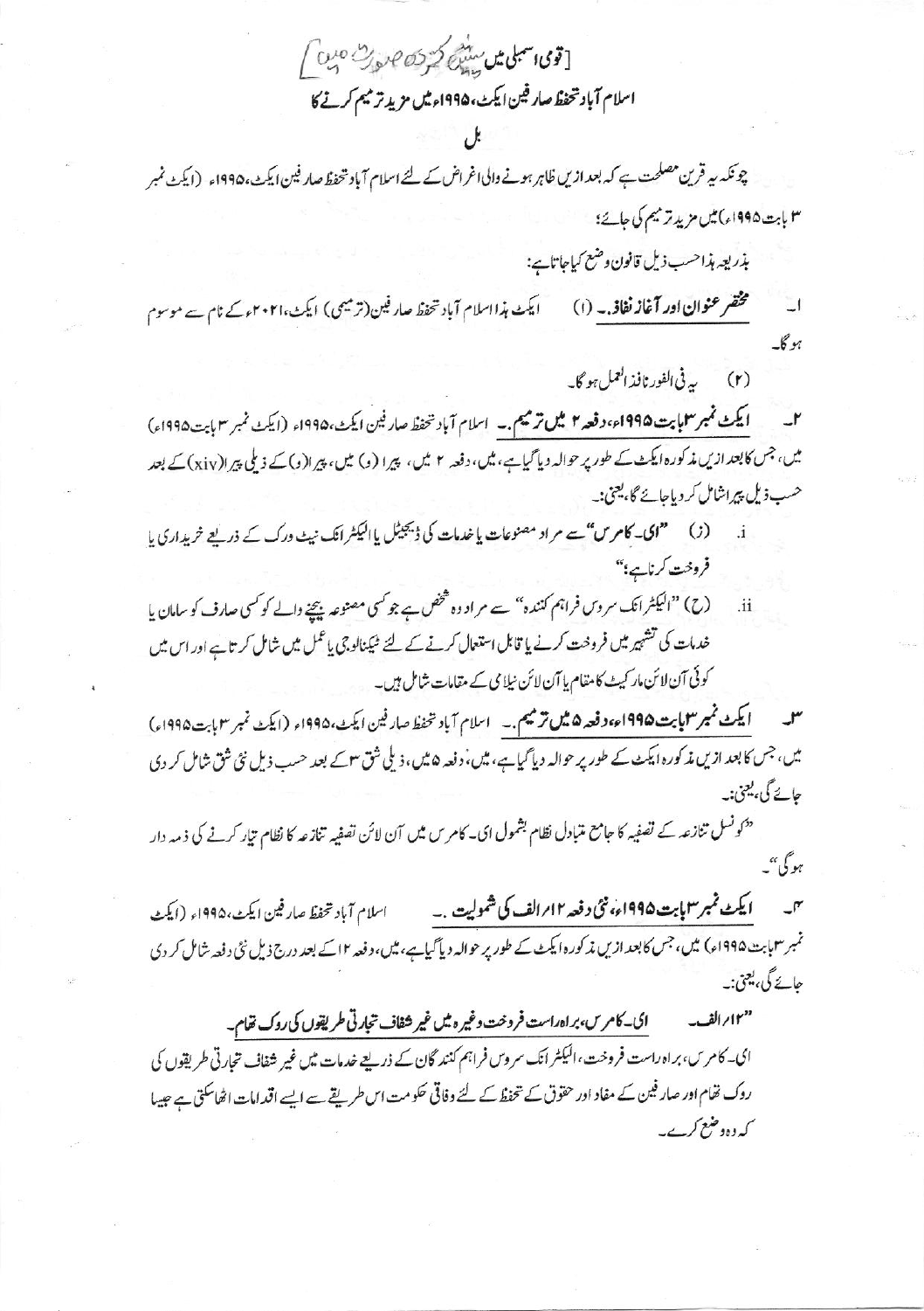[قومی اسمبلی میں پیش کردہ صورت میں]

# اسلام آباد تحفظ صارفین ایکٹ، ۱۹۹۵ء میں مزید ترمیم کرنے کا

## بل

چونکہ یہ قرین مصلحت ہے کہ بعد ازیں ظاہر ہونے والی اغراض کے لئے اسلام آباد تحفظ صارفین ایکٹ، ۱۹۹۵ء (ایکٹ نمبر ۳ بابت ۱۹۹۵ء) میں مزید ترمیم کی جائے؛

بذریعہ ہذا حسب ذیل قانون وضع کیا جاتا ہے:

۱۔ **مختصر عنوان اور آغاز نفاذ۔** (۱) ایکٹ ہذا اسلام آباد تحفظ صارفین (ترمیمی) ایکٹ، ۲۰۲۱ء کے نام سے موسوم ہو گا۔

(۲) یہ فی الفور نافذ العمل ہو گا۔

۲۔ **ایکٹ نمبر ۳ بابت ۱۹۹۵ء، دفعہ ۲ میں ترمیم۔** اسلام آباد تحفظ صارفین ایکٹ، ۱۹۹۵ء (ایکٹ نمبر ۳ بابت ۱۹۹۵ء) میں، جس کا بعد ازیں مذکورہ ایکٹ کے طور پر حوالہ دیا گیا ہے، میں، دفعہ ۲ میں، پیرا (و) میں، پیرا (و) کے ذیلی پیرا (xiv) کے بعد حسب ذیل پیرا شامل کر دیا جائے گا، یعنی:۔

i. (ز) **"ای۔ کامرس"** سے مراد مصنوعات یا خدمات کی ڈیجیٹل یا الیکٹرانک نیٹ ورک کے ذریعے خریداری یا فروخت کرنا ہے؛"

ii. (ح) "الیکٹرانک سروس فراہم کنندہ" سے مراد وہ شخص ہے جو کسی مصنوعہ بیچنے والے کو کسی صارف کو سامان یا خدمات کی تشہیر میں فروخت کرنے یا قابل استعمال کرنے کے لئے ٹیکنالوجی یا عمل میں شامل کرتا ہے اور اس میں کوئی آن لائن مارکیٹ کا مقام یا آن لائن نیلامی کے مقامات شامل ہیں۔

۳۔ **ایکٹ نمبر ۳ بابت ۱۹۹۵ء، دفعہ ۵ میں ترمیم۔** اسلام آباد تحفظ صارفین ایکٹ، ۱۹۹۵ء (ایکٹ نمبر ۳ بابت ۱۹۹۵ء) میں، جس کا بعد ازیں مذکورہ ایکٹ کے طور پر حوالہ دیا گیا ہے، میں، دفعہ ۵ میں، ذیلی شق ۳ کے بعد حسب ذیل نئی شق شامل کر دی جائے گی، یعنی:۔

"کونسل تنازعہ کے تصفیہ کا جامع متبادل نظام بشمول ای۔ کامرس میں آن لائن تصفیہ تنازعہ کا نظام تیار کرنے کی ذمہ دار ہو گی"۔

۴۔ **ایکٹ نمبر ۳ بابت ۱۹۹۵ء، نئی دفعہ ۱۲/الف کی شمولیت۔** اسلام آباد تحفظ صارفین ایکٹ، ۱۹۹۵ء (ایکٹ نمبر ۳ بابت ۱۹۹۵ء) میں، جس کا بعد ازیں مذکورہ ایکٹ کے طور پر حوالہ دیا گیا ہے، میں، دفعہ ۱۲ کے بعد درج ذیل نئی دفعہ شامل کر دی جائے گی، یعنی:۔

"۱۲/الف۔ ای۔ کامرس، براہ راست فروخت وغیرہ میں غیر شفاف تجارتی طریقوں کی روک تھام۔

ای۔ کامرس، براہ راست فروخت، الیکٹرانک سروس فراہم کنندگان کے ذریعے خدمات میں غیر شفاف تجارتی طریقوں کی روک تھام اور صارفین کے مفاد اور حقوق کے تحفظ کے لئے وفاقی حکومت اس طریقے سے ایسے اقدامات اٹھا سکتی ہے جیسا کہ وہ وضع کرے۔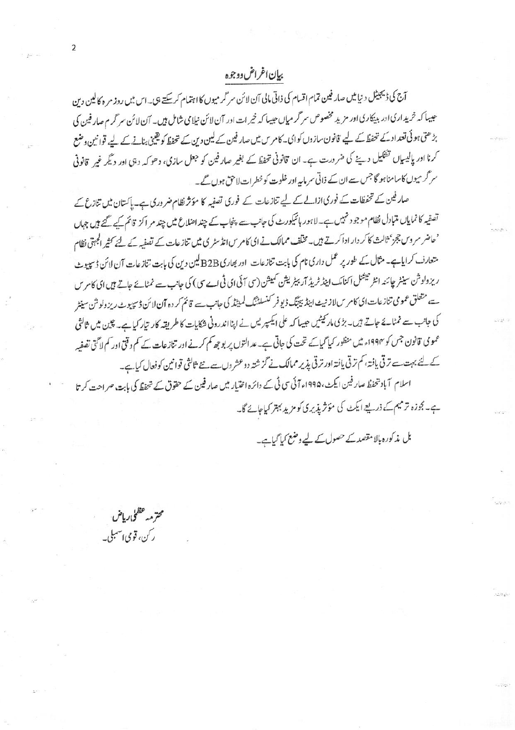## بیان اغراض ووجوہ

آج کی ڈیجیٹل دنیا میں صارفین تمام اقسام کی ذاتی مالی آن لائن سرگرمیوں کا اہتمام کرسکتے ہیں۔ اس میں روزمرہ کا لین دین جیسا کہ خریداری اور بینکاری اور مزید مخصوص سرگرمیاں جیسا کہ خیرات اور آن لائن نیلامی شامل ہیں۔ آن لائن سرگرم صارفین کی بڑھتی ہوئی تعداد کے تحفظ کے لیے قانون سازوں کو ای۔کامرس میں صارفین کے لین دین کے تحفظ کو یقینی بنانے کے لیے، قوانین وضع کرنا اور پالیسیاں تشکیل دینے کی ضرورت ہے۔ ان قانونی تحفظ کے بغیر صارفین کو جعل سازی، دھوکہ دہی اور دیگر غیر قانونی سرگرمیوں کا سامنا ہوگا جس سے ان کے ذاتی سرمایہ اور خلوت کو خطرات لاحق ہوں گے۔

صارفین کے تحفظات کے فوری ازالے کے لیے تنازعات کے فوری تصفیہ کا موثر نظام ضروری ہے۔ پاکستان میں تنازع کے تصفیہ کا نمایاں متبادل نظام موجود نہیں ہے۔ لاہور ہائیکورٹ کی جانب سے پنجاب کے چند اضلاع میں چند مراکز قائم کیے گئے ہیں جہاں 'حاضر سروس ججز' ثالث کا کردار ادا کرتے ہیں۔ مختلف ممالک نے ای کامرس انڈسٹری میں تنازعات کے تصفیہ کے لئے کثیر الجہتی نظام متعارف کرایا ہے۔ مثال کے طور پر عمل داری نام کی بابت تنازعات اور بھاری B2B لین دین کی بابت تنازعات آن لائن ڈسپیوٹ ریزولوشن سینٹر چائنہ انٹرنیشنل اکنامک اینڈ ٹریڈ آربیٹریشن کمیشن (سی آئی ای ٹی اے سی) کی جانب سے نمٹائے جاتے ہیں ای کامرس سے متعلق عمومی تنازعات ای کامرس لاز نیٹ اینڈ بیجنگ ڈیوفر کنسلٹنگ لمیٹڈ کی جانب سے قائم کردہ آن لائن ڈسپیوٹ ریزولوشن سینٹر کی جانب سے نمٹائے جاتے ہیں۔ بڑی مارکیٹیں جیسا کہ علی ایکسپریس نے اپنا اندرونی شکایات کا طریقہ کار تیار کیا ہے۔ چین میں ثالثی عمومی قانون جس کو ۱۹۹۴ء میں منظور کیا گیا کے تحت کی جاتی ہے۔ عدالتوں پر بوجھ کم کرنے اور تنازعات کے کم وقت اور کم لاگت تصفیہ کے لئے بہت سے ترقی یافتہ، کم ترقی یافتہ اور ترقی پذیر ممالک نے گزشتہ دو عشروں سے نئے ثالثی قوانین کو فعال کیا ہے۔

اسلام آباد تحفظ صارفین ایکٹ، ۱۹۹۵ء آئی سی ٹی کے دائرہ اختیار میں صارفین کے حقوق کے تحفظ کی بابت صراحت کرتا ہے۔ مجوزہ ترمیم کے ذریعے ایکٹ کی موثر پذیری کو مزید بہتر کیا جائے گا۔

بل مذکورہ بالا مقصد کے حصول کے لیے وضع کیا گیا ہے۔

محترمہ عظمیٰ ریاض
رکن، قومی اسمبلی۔